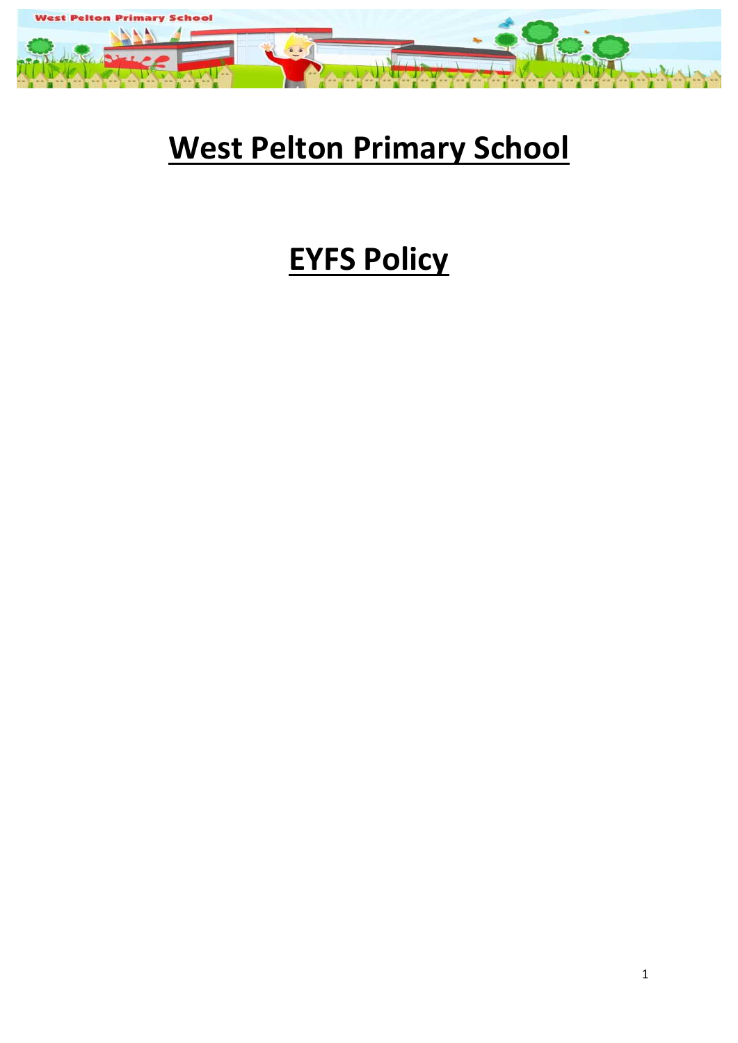# West Pelton Primary School

# EYFS Policy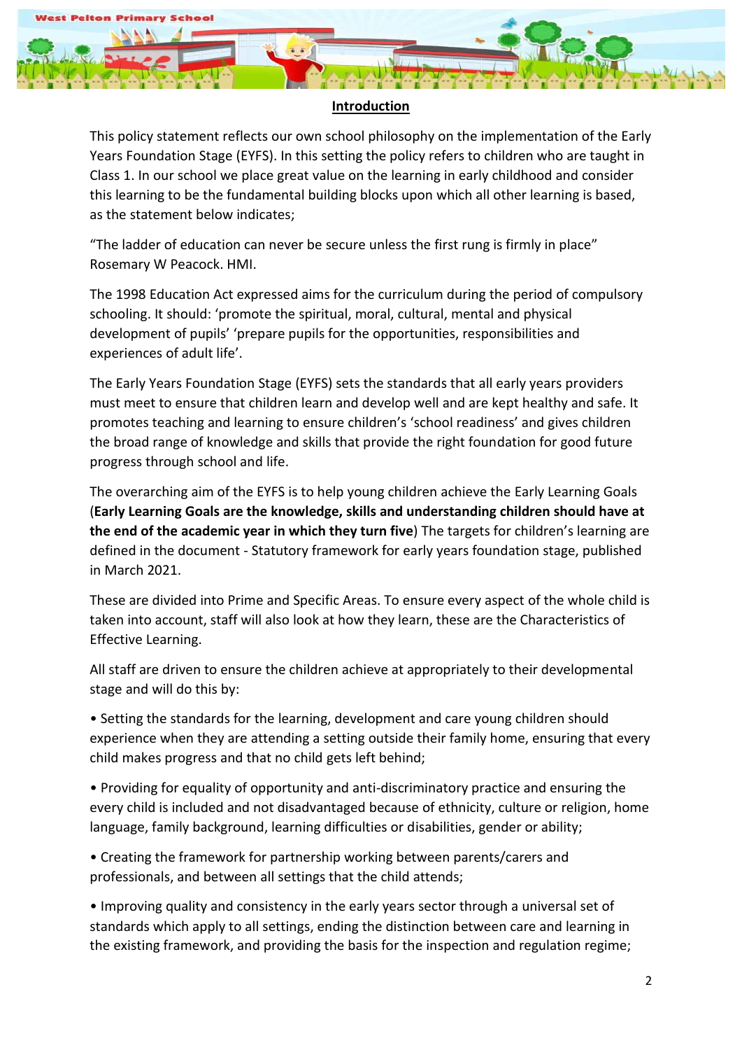## Introduction

This policy statement reflects our own school philosophy on the implementation of the Early Years Foundation Stage (EYFS). In this setting the policy refers to children who are taught in Class 1. In our school we place great value on the learning in early childhood and consider this learning to be the fundamental building blocks upon which all other learning is based, as the statement below indicates;

"The ladder of education can never be secure unless the first rung is firmly in place" Rosemary W Peacock. HMI.

The 1998 Education Act expressed aims for the curriculum during the period of compulsory schooling. It should: 'promote the spiritual, moral, cultural, mental and physical development of pupils' 'prepare pupils for the opportunities, responsibilities and experiences of adult life'.

The Early Years Foundation Stage (EYFS) sets the standards that all early years providers must meet to ensure that children learn and develop well and are kept healthy and safe. It promotes teaching and learning to ensure children's 'school readiness' and gives children the broad range of knowledge and skills that provide the right foundation for good future progress through school and life.

The overarching aim of the EYFS is to help young children achieve the Early Learning Goals (**Early Learning Goals are the knowledge, skills and understanding children should have at the end of the academic year in which they turn five**) The targets for children's learning are defined in the document - Statutory framework for early years foundation stage, published in March 2021.

These are divided into Prime and Specific Areas. To ensure every aspect of the whole child is taken into account, staff will also look at how they learn, these are the Characteristics of Effective Learning.

All staff are driven to ensure the children achieve at appropriately to their developmental stage and will do this by:

• Setting the standards for the learning, development and care young children should experience when they are attending a setting outside their family home, ensuring that every child makes progress and that no child gets left behind;

• Providing for equality of opportunity and anti-discriminatory practice and ensuring the every child is included and not disadvantaged because of ethnicity, culture or religion, home language, family background, learning difficulties or disabilities, gender or ability;

• Creating the framework for partnership working between parents/carers and professionals, and between all settings that the child attends;

• Improving quality and consistency in the early years sector through a universal set of standards which apply to all settings, ending the distinction between care and learning in the existing framework, and providing the basis for the inspection and regulation regime;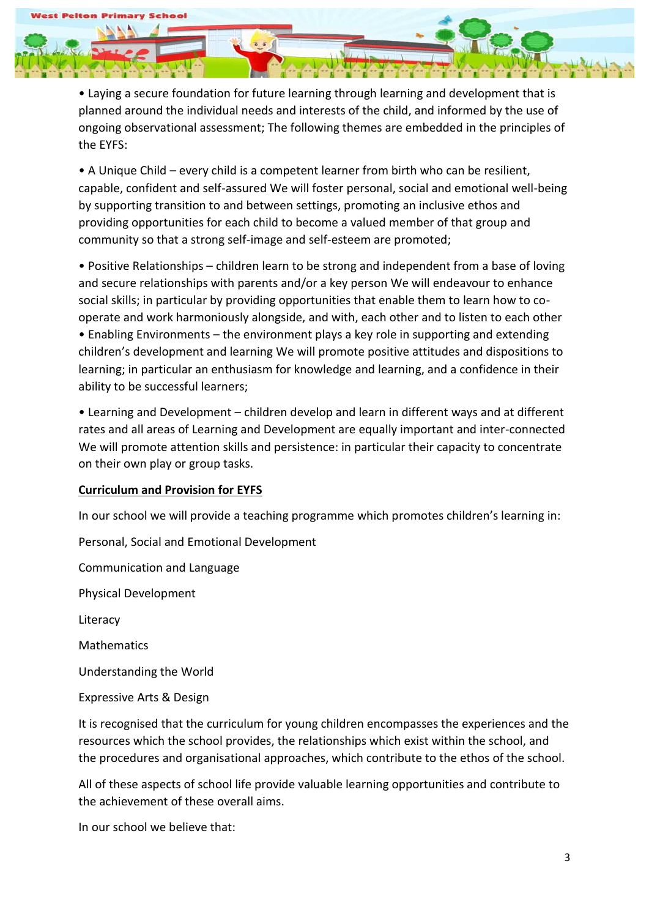- Laying a secure foundation for future learning through learning and development that is planned around the individual needs and interests of the child, and informed by the use of ongoing observational assessment; The following themes are embedded in the principles of the EYFS:

- A Unique Child – every child is a competent learner from birth who can be resilient, capable, confident and self-assured We will foster personal, social and emotional well-being by supporting transition to and between settings, promoting an inclusive ethos and providing opportunities for each child to become a valued member of that group and community so that a strong self-image and self-esteem are promoted;

- Positive Relationships – children learn to be strong and independent from a base of loving and secure relationships with parents and/or a key person We will endeavour to enhance social skills; in particular by providing opportunities that enable them to learn how to co-operate and work harmoniously alongside, and with, each other and to listen to each other
- Enabling Environments – the environment plays a key role in supporting and extending children's development and learning We will promote positive attitudes and dispositions to learning; in particular an enthusiasm for knowledge and learning, and a confidence in their ability to be successful learners;

- Learning and Development – children develop and learn in different ways and at different rates and all areas of Learning and Development are equally important and inter-connected We will promote attention skills and persistence: in particular their capacity to concentrate on their own play or group tasks.

**Curriculum and Provision for EYFS**

In our school we will provide a teaching programme which promotes children's learning in:

Personal, Social and Emotional Development

Communication and Language

Physical Development

Literacy

Mathematics

Understanding the World

Expressive Arts & Design

It is recognised that the curriculum for young children encompasses the experiences and the resources which the school provides, the relationships which exist within the school, and the procedures and organisational approaches, which contribute to the ethos of the school.

All of these aspects of school life provide valuable learning opportunities and contribute to the achievement of these overall aims.

In our school we believe that: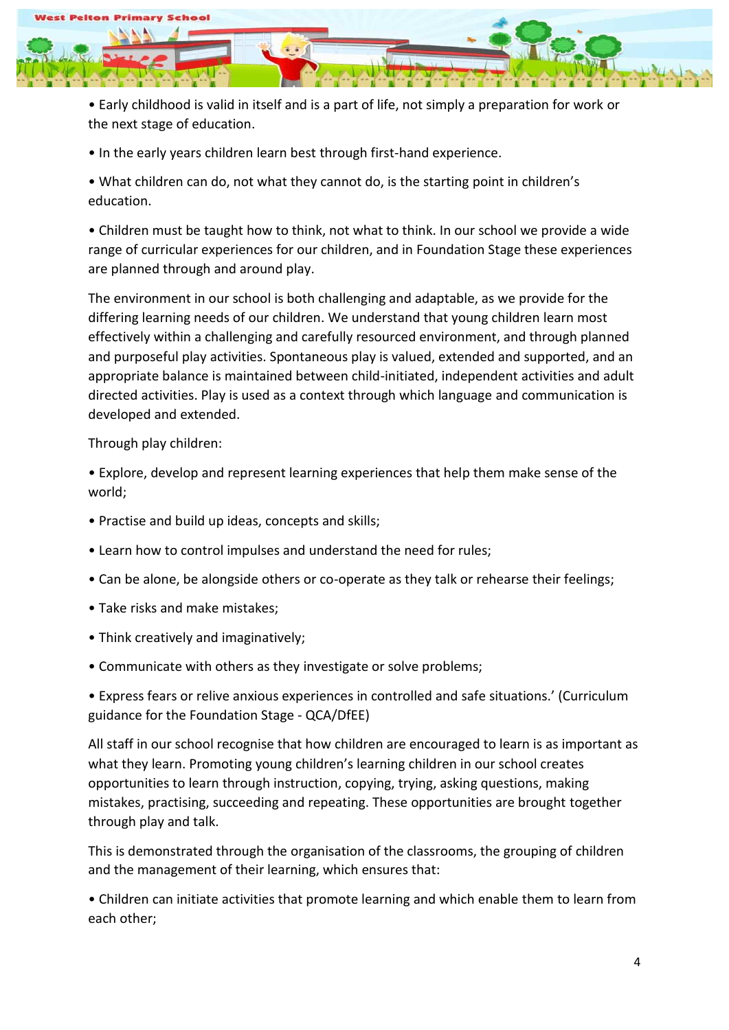- Early childhood is valid in itself and is a part of life, not simply a preparation for work or the next stage of education.
- In the early years children learn best through first-hand experience.
- What children can do, not what they cannot do, is the starting point in children's education.
- Children must be taught how to think, not what to think. In our school we provide a wide range of curricular experiences for our children, and in Foundation Stage these experiences are planned through and around play.

The environment in our school is both challenging and adaptable, as we provide for the differing learning needs of our children. We understand that young children learn most effectively within a challenging and carefully resourced environment, and through planned and purposeful play activities. Spontaneous play is valued, extended and supported, and an appropriate balance is maintained between child-initiated, independent activities and adult directed activities. Play is used as a context through which language and communication is developed and extended.

Through play children:

- Explore, develop and represent learning experiences that help them make sense of the world;
- Practise and build up ideas, concepts and skills;
- Learn how to control impulses and understand the need for rules;
- Can be alone, be alongside others or co-operate as they talk or rehearse their feelings;
- Take risks and make mistakes;
- Think creatively and imaginatively;
- Communicate with others as they investigate or solve problems;
- Express fears or relive anxious experiences in controlled and safe situations.' (Curriculum guidance for the Foundation Stage - QCA/DfEE)

All staff in our school recognise that how children are encouraged to learn is as important as what they learn. Promoting young children's learning children in our school creates opportunities to learn through instruction, copying, trying, asking questions, making mistakes, practising, succeeding and repeating. These opportunities are brought together through play and talk.

This is demonstrated through the organisation of the classrooms, the grouping of children and the management of their learning, which ensures that:

- Children can initiate activities that promote learning and which enable them to learn from each other;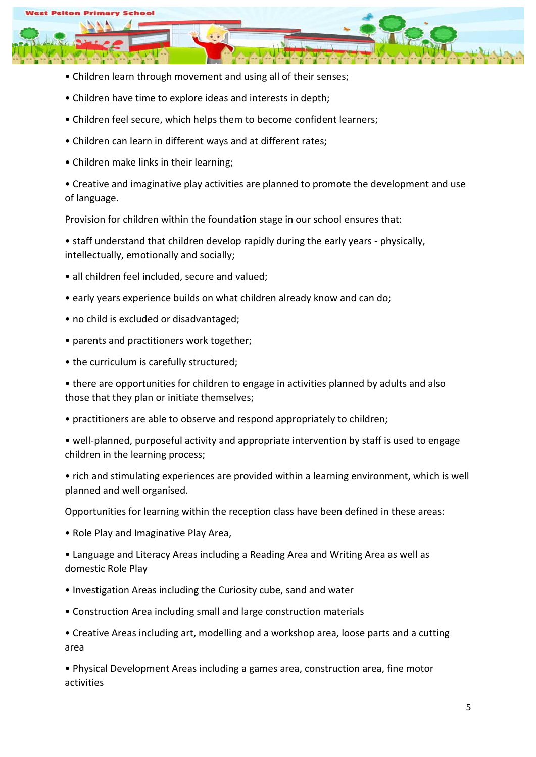- Children learn through movement and using all of their senses;
- Children have time to explore ideas and interests in depth;
- Children feel secure, which helps them to become confident learners;
- Children can learn in different ways and at different rates;
- Children make links in their learning;
- Creative and imaginative play activities are planned to promote the development and use of language.

Provision for children within the foundation stage in our school ensures that:

- staff understand that children develop rapidly during the early years - physically, intellectually, emotionally and socially;
- all children feel included, secure and valued;
- early years experience builds on what children already know and can do;
- no child is excluded or disadvantaged;
- parents and practitioners work together;
- the curriculum is carefully structured;
- there are opportunities for children to engage in activities planned by adults and also those that they plan or initiate themselves;
- practitioners are able to observe and respond appropriately to children;
- well-planned, purposeful activity and appropriate intervention by staff is used to engage children in the learning process;
- rich and stimulating experiences are provided within a learning environment, which is well planned and well organised.

Opportunities for learning within the reception class have been defined in these areas:

- Role Play and Imaginative Play Area,
- Language and Literacy Areas including a Reading Area and Writing Area as well as domestic Role Play
- Investigation Areas including the Curiosity cube, sand and water
- Construction Area including small and large construction materials
- Creative Areas including art, modelling and a workshop area, loose parts and a cutting area
- Physical Development Areas including a games area, construction area, fine motor activities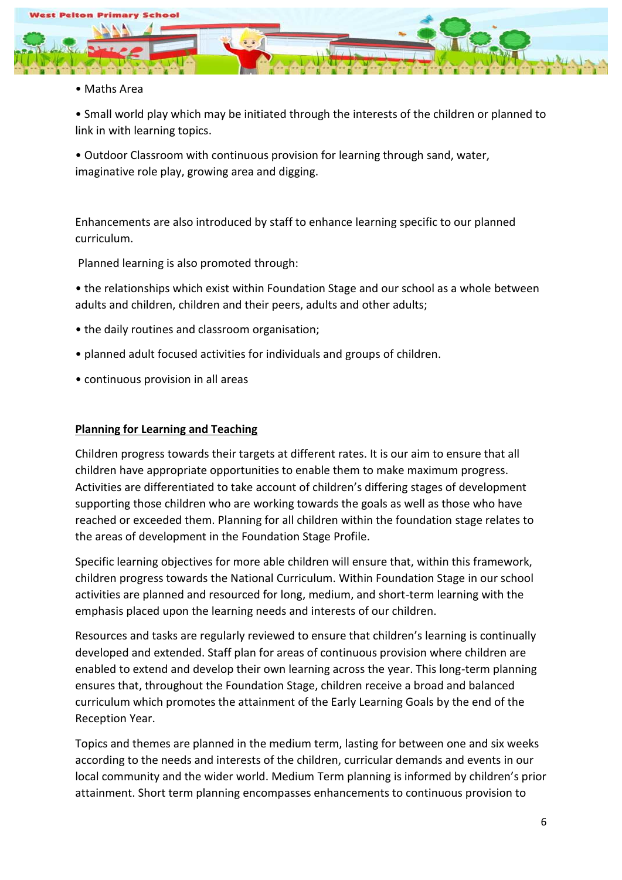• Maths Area

• Small world play which may be initiated through the interests of the children or planned to link in with learning topics.

• Outdoor Classroom with continuous provision for learning through sand, water, imaginative role play, growing area and digging.

Enhancements are also introduced by staff to enhance learning specific to our planned curriculum.

Planned learning is also promoted through:

• the relationships which exist within Foundation Stage and our school as a whole between adults and children, children and their peers, adults and other adults;

• the daily routines and classroom organisation;

• planned adult focused activities for individuals and groups of children.

• continuous provision in all areas

**Planning for Learning and Teaching**

Children progress towards their targets at different rates. It is our aim to ensure that all children have appropriate opportunities to enable them to make maximum progress. Activities are differentiated to take account of children's differing stages of development supporting those children who are working towards the goals as well as those who have reached or exceeded them. Planning for all children within the foundation stage relates to the areas of development in the Foundation Stage Profile.

Specific learning objectives for more able children will ensure that, within this framework, children progress towards the National Curriculum. Within Foundation Stage in our school activities are planned and resourced for long, medium, and short-term learning with the emphasis placed upon the learning needs and interests of our children.

Resources and tasks are regularly reviewed to ensure that children's learning is continually developed and extended. Staff plan for areas of continuous provision where children are enabled to extend and develop their own learning across the year. This long-term planning ensures that, throughout the Foundation Stage, children receive a broad and balanced curriculum which promotes the attainment of the Early Learning Goals by the end of the Reception Year.

Topics and themes are planned in the medium term, lasting for between one and six weeks according to the needs and interests of the children, curricular demands and events in our local community and the wider world. Medium Term planning is informed by children's prior attainment. Short term planning encompasses enhancements to continuous provision to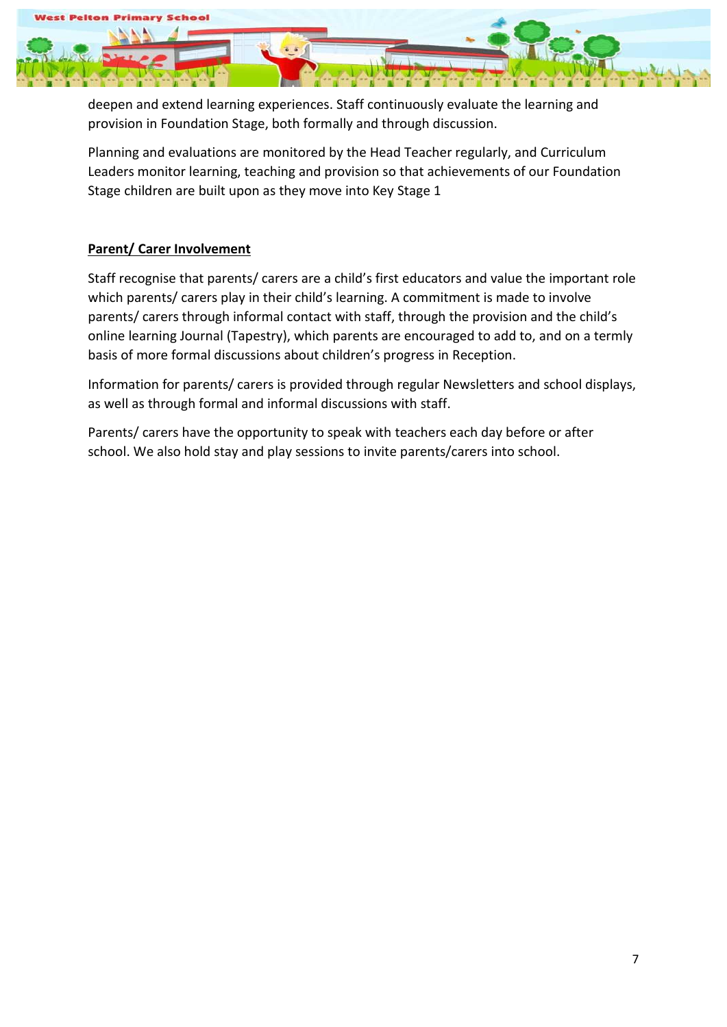deepen and extend learning experiences. Staff continuously evaluate the learning and provision in Foundation Stage, both formally and through discussion.

Planning and evaluations are monitored by the Head Teacher regularly, and Curriculum Leaders monitor learning, teaching and provision so that achievements of our Foundation Stage children are built upon as they move into Key Stage 1

## Parent/ Carer Involvement

Staff recognise that parents/ carers are a child's first educators and value the important role which parents/ carers play in their child's learning. A commitment is made to involve parents/ carers through informal contact with staff, through the provision and the child's online learning Journal (Tapestry), which parents are encouraged to add to, and on a termly basis of more formal discussions about children's progress in Reception.

Information for parents/ carers is provided through regular Newsletters and school displays, as well as through formal and informal discussions with staff.

Parents/ carers have the opportunity to speak with teachers each day before or after school. We also hold stay and play sessions to invite parents/carers into school.